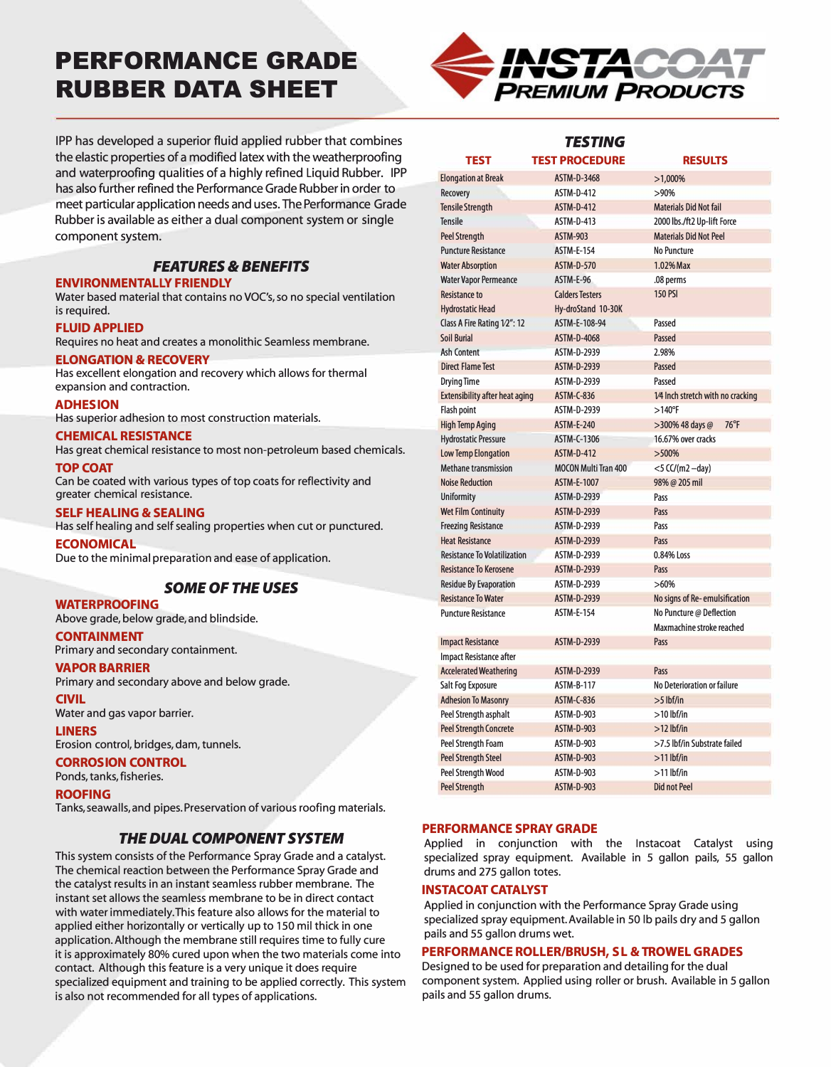# PERFORMANCE GRADE RUBBER DATA SHEET

INSTACOAT PREMIUM PRODUCTS

IPP has developed a superior fluid applied rubber that combines the elastic properties of a modified latex with the weatherproofing and waterproofing qualities of a highly refined Liquid Rubber. IPP has also further refined the Performance Grade Rubber in order to meet particular application needs and uses. The Performance Grade Rubber is available as either a dual component system or single component system.

## *FEATURES & BENEFITS*

### ENVIRONMENTALLY FRIENDLY
Water based material that contains no VOC's, so no special ventilation is required.

### FLUID APPLIED
Requires no heat and creates a monolithic Seamless membrane.

### ELONGATION & RECOVERY
Has excellent elongation and recovery which allows for thermal expansion and contraction.

### ADHESION
Has superior adhesion to most construction materials.

### CHEMICAL RESISTANCE
Has great chemical resistance to most non-petroleum based chemicals.

### TOP COAT
Can be coated with various types of top coats for reflectivity and greater chemical resistance.

### SELF HEALING & SEALING
Has self healing and self sealing properties when cut or punctured.

### ECONOMICAL
Due to the minimal preparation and ease of application.

## *SOME OF THE USES*

### WATERPROOFING
Above grade, below grade, and blindside.

### CONTAINMENT
Primary and secondary containment.

### VAPOR BARRIER
Primary and secondary above and below grade.

### CIVIL
Water and gas vapor barrier.

### LINERS
Erosion control, bridges, dam, tunnels.

### CORROSION CONTROL
Ponds, tanks, fisheries.

### ROOFING
Tanks, seawalls, and pipes. Preservation of various roofing materials.

## *THE DUAL COMPONENT SYSTEM*

This system consists of the Performance Spray Grade and a catalyst. The chemical reaction between the Performance Spray Grade and the catalyst results in an instant seamless rubber membrane. The instant set allows the seamless membrane to be in direct contact with water immediately. This feature also allows for the material to applied either horizontally or vertically up to 150 mil thick in one application. Although the membrane still requires time to fully cure it is approximately 80% cured upon when the two materials come into contact. Although this feature is a very unique it does require specialized equipment and training to be applied correctly. This system is also not recommended for all types of applications.

## *TESTING*

| TEST | TEST PROCEDURE | RESULTS |
|---|---|---|
| Elongation at Break | ASTM-D-3468 | >1,000% |
| Recovery | ASTM-D-412 | >90% |
| Tensile Strength | ASTM-D-412 | Materials Did Not fail |
| Tensile | ASTM-D-413 | 2000 lbs./ft2 Up-lift Force |
| Peel Strength | ASTM-903 | Materials Did Not Peel |
| Puncture Resistance | ASTM-E-154 | No Puncture |
| Water Absorption | ASTM-D-570 | 1.02% Max |
| Water Vapor Permeance | ASTM-E-96 | .08 perms |
| Resistance to Hydrostatic Head | Calders Testers Hy-droStand 10-30K | 150 PSI |
| Class A Fire Rating 1/2": 12 | ASTM-E-108-94 | Passed |
| Soil Burial | ASTM-D-4068 | Passed |
| Ash Content | ASTM-D-2939 | 2.98% |
| Direct Flame Test | ASTM-D-2939 | Passed |
| Drying Time | ASTM-D-2939 | Passed |
| Extensibility after heat aging | ASTM-C-836 | 1/4 Inch stretch with no cracking |
| Flash point | ASTM-D-2939 | >140°F |
| High Temp Aging | ASTM-E-240 | >300% 48 days @ 76°F |
| Hydrostatic Pressure | ASTM-C-1306 | 16.67% over cracks |
| Low Temp Elongation | ASTM-D-412 | >500% |
| Methane transmission | MOCON Multi Tran 400 | <5 CC/(m2 –day) |
| Noise Reduction | ASTM-E-1007 | 98% @ 205 mil |
| Uniformity | ASTM-D-2939 | Pass |
| Wet Film Continuity | ASTM-D-2939 | Pass |
| Freezing Resistance | ASTM-D-2939 | Pass |
| Heat Resistance | ASTM-D-2939 | Pass |
| Resistance To Volatilization | ASTM-D-2939 | 0.84% Loss |
| Resistance To Kerosene | ASTM-D-2939 | Pass |
| Residue By Evaporation | ASTM-D-2939 | >60% |
| Resistance To Water | ASTM-D-2939 | No signs of Re- emulsification |
| Puncture Resistance | ASTM-E-154 | No Puncture @ Deflection Maxmachine stroke reached |
| Impact Resistance | ASTM-D-2939 | Pass |
| Impact Resistance after Accelerated Weathering | ASTM-D-2939 | Pass |
| Salt Fog Exposure | ASTM-B-117 | No Deterioration or failure |
| Adhesion To Masonry | ASTM-C-836 | >5 lbf/in |
| Peel Strength asphalt | ASTM-D-903 | >10 lbf/in |
| Peel Strength Concrete | ASTM-D-903 | >12 lbf/in |
| Peel Strength Foam | ASTM-D-903 | >7.5 lbf/in Substrate failed |
| Peel Strength Steel | ASTM-D-903 | >11 lbf/in |
| Peel Strength Wood | ASTM-D-903 | >11 lbf/in |
| Peel Strength | ASTM-D-903 | Did not Peel |

### PERFORMANCE SPRAY GRADE
Applied in conjunction with the Instacoat Catalyst using specialized spray equipment. Available in 5 gallon pails, 55 gallon drums and 275 gallon totes.

### INSTACOAT CATALYST
Applied in conjunction with the Performance Spray Grade using specialized spray equipment. Available in 50 lb pails dry and 5 gallon pails and 55 gallon drums wet.

### PERFORMANCE ROLLER/BRUSH, SL & TROWEL GRADES
Designed to be used for preparation and detailing for the dual component system. Applied using roller or brush. Available in 5 gallon pails and 55 gallon drums.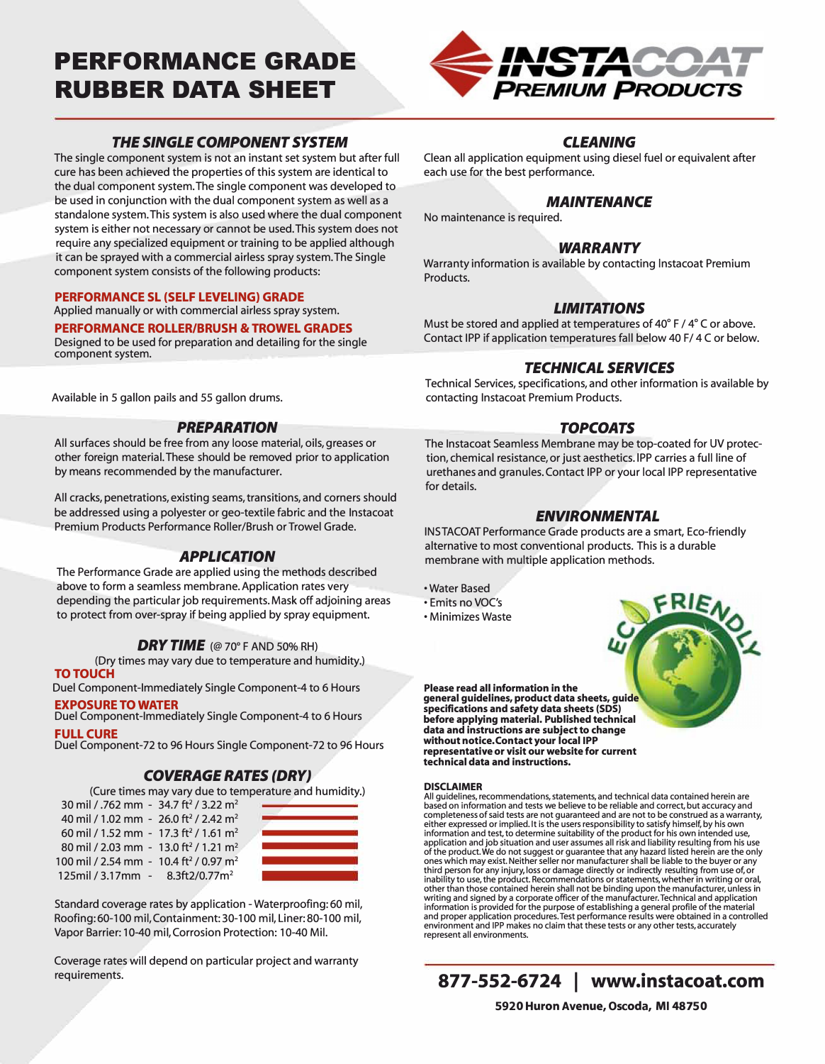# PERFORMANCE GRADE RUBBER DATA SHEET

## THE SINGLE COMPONENT SYSTEM

The single component system is not an instant set system but after full cure has been achieved the properties of this system are identical to the dual component system. The single component was developed to be used in conjunction with the dual component system as well as a standalone system. This system is also used where the dual component system is either not necessary or cannot be used. This system does not require any specialized equipment or training to be applied although it can be sprayed with a commercial airless spray system. The Single component system consists of the following products:

**PERFORMANCE SL (SELF LEVELING) GRADE**
Applied manually or with commercial airless spray system.

**PERFORMANCE ROLLER/BRUSH & TROWEL GRADES**
Designed to be used for preparation and detailing for the single component system.

Available in 5 gallon pails and 55 gallon drums.

## PREPARATION

All surfaces should be free from any loose material, oils, greases or other foreign material. These should be removed prior to application by means recommended by the manufacturer.

All cracks, penetrations, existing seams, transitions, and corners should be addressed using a polyester or geo-textile fabric and the Instacoat Premium Products Performance Roller/Brush or Trowel Grade.

## APPLICATION

The Performance Grade are applied using the methods described above to form a seamless membrane. Application rates very depending the particular job requirements. Mask off adjoining areas to protect from over-spray if being applied by spray equipment.

## DRY TIME (@ 70° F AND 50% RH)

(Dry times may vary due to temperature and humidity.)

**TO TOUCH**
Duel Component-Immediately Single Component-4 to 6 Hours

**EXPOSURE TO WATER**
Duel Component-Immediately Single Component-4 to 6 Hours

**FULL CURE**
Duel Component-72 to 96 Hours Single Component-72 to 96 Hours

## COVERAGE RATES (DRY)

(Cure times may vary due to temperature and humidity.)

30 mil / .762 mm - 34.7 ft² / 3.22 m²
40 mil / 1.02 mm - 26.0 ft² / 2.42 m²
60 mil / 1.52 mm - 17.3 ft² / 1.61 m²
80 mil / 2.03 mm - 13.0 ft² / 1.21 m²
100 mil / 2.54 mm - 10.4 ft² / 0.97 m²
125mil / 3.17mm - 8.3ft2/0.77m²

Standard coverage rates by application - Waterproofing: 60 mil, Roofing: 60-100 mil, Containment: 30-100 mil, Liner: 80-100 mil, Vapor Barrier: 10-40 mil, Corrosion Protection: 10-40 Mil.

Coverage rates will depend on particular project and warranty requirements.

## CLEANING

Clean all application equipment using diesel fuel or equivalent after each use for the best performance.

## MAINTENANCE

No maintenance is required.

## WARRANTY

Warranty information is available by contacting Instacoat Premium Products.

## LIMITATIONS

Must be stored and applied at temperatures of 40° F / 4° C or above. Contact IPP if application temperatures fall below 40 F/ 4 C or below.

## TECHNICAL SERVICES

Technical Services, specifications, and other information is available by contacting Instacoat Premium Products.

## TOPCOATS

The Instacoat Seamless Membrane may be top-coated for UV protection, chemical resistance, or just aesthetics. IPP carries a full line of urethanes and granules. Contact IPP or your local IPP representative for details.

## ENVIRONMENTAL

INSTACOAT Performance Grade products are a smart, Eco-friendly alternative to most conventional products. This is a durable membrane with multiple application methods.

- Water Based
- Emits no VOC's
- Minimizes Waste

**Please read all information in the general guidelines, product data sheets, guide specifications and safety data sheets (SDS) before applying material. Published technical data and instructions are subject to change without notice. Contact your local IPP representative or visit our website for current technical data and instructions.**

**DISCLAIMER**

All guidelines, recommendations, statements, and technical data contained herein are based on information and tests we believe to be reliable and correct, but accuracy and completeness of said tests are not guaranteed and are not to be construed as a warranty, either expressed or implied. It is the users responsibility to satisfy himself, by his own information and test, to determine suitability of the product for his own intended use, application and job situation and user assumes all risk and liability resulting from his use of the product. We do not suggest or guarantee that any hazard listed herein are the only ones which may exist. Neither seller nor manufacturer shall be liable to the buyer or any third person for any injury, loss or damage directly or indirectly resulting from use of, or inability to use, the product. Recommendations or statements, whether in writing or oral, other than those contained herein shall not be binding upon the manufacturer, unless in writing and signed by a corporate officer of the manufacturer. Technical and application information is provided for the purpose of establishing a general profile of the material and proper application procedures. Test performance results were obtained in a controlled environment and IPP makes no claim that these tests or any other tests, accurately represent all environments.

**877-552-6724 | www.instacoat.com**

**5920 Huron Avenue, Oscoda, MI 48750**